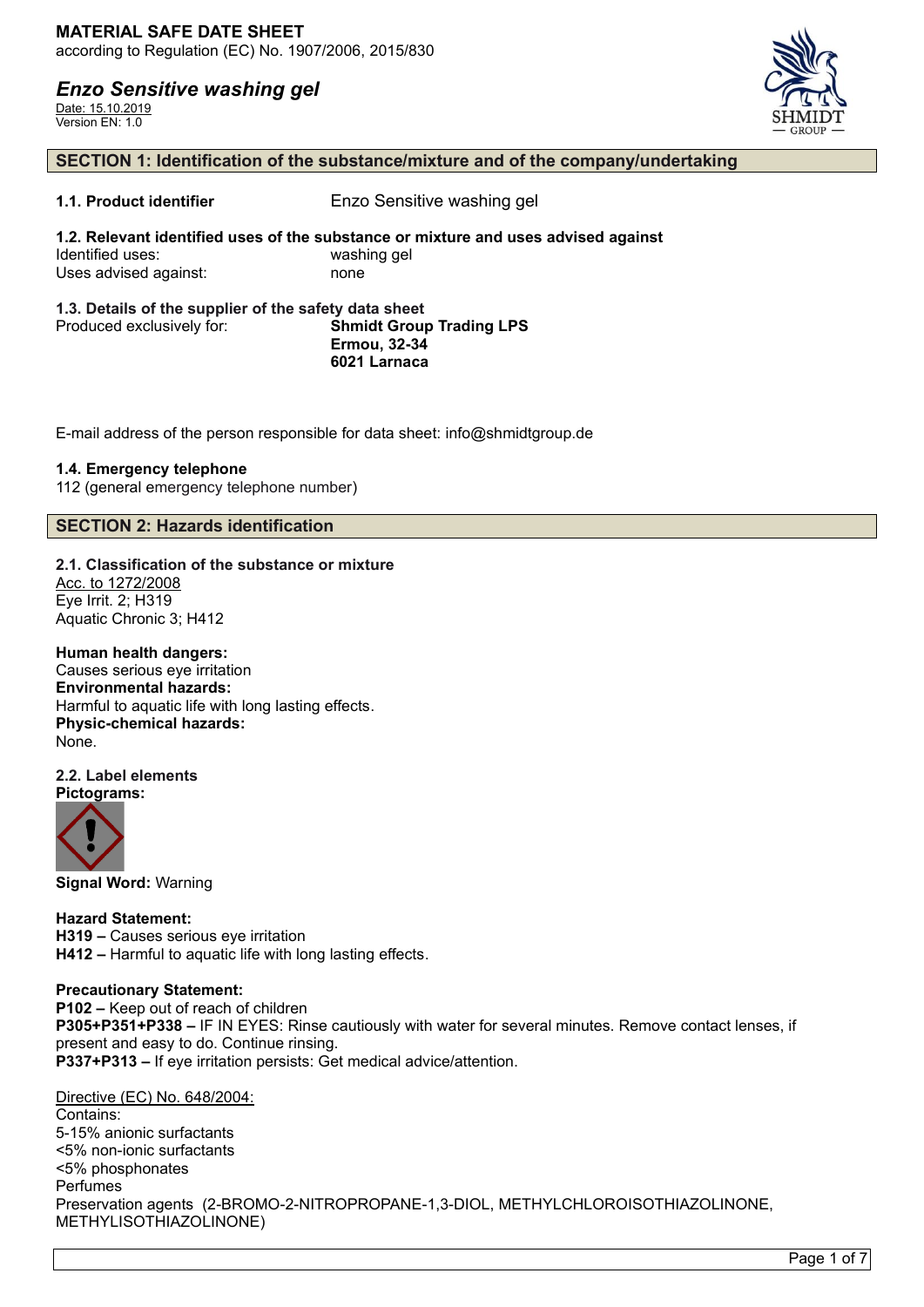**MATERIAL SAFE DATE SHEET**
according to Regulation (EC) No. 1907/2006, 2015/830

***Enzo Sensitive washing gel***
Date: 15.10.2019
Version EN: 1.0

## SECTION 1: Identification of the substance/mixture and of the company/undertaking

**1.1. Product identifier** Enzo Sensitive washing gel

**1.2. Relevant identified uses of the substance or mixture and uses advised against**
Identified uses: washing gel
Uses advised against: none

**1.3. Details of the supplier of the safety data sheet**
Produced exclusively for: **Shmidt Group Trading LPS**
**Ermou, 32-34**
**6021 Larnaca**

E-mail address of the person responsible for data sheet: info@shmidtgroup.de

**1.4. Emergency telephone**
112 (general emergency telephone number)

## SECTION 2: Hazards identification

**2.1. Classification of the substance or mixture**
Acc. to 1272/2008
Eye Irrit. 2; H319
Aquatic Chronic 3; H412

**Human health dangers:**
Causes serious eye irritation
**Environmental hazards:**
Harmful to aquatic life with long lasting effects.
**Physic-chemical hazards:**
None.

**2.2. Label elements**
**Pictograms:**

**Signal Word:** Warning

**Hazard Statement:**
**H319 –** Causes serious eye irritation
**H412 –** Harmful to aquatic life with long lasting effects.

**Precautionary Statement:**
**P102 –** Keep out of reach of children
**P305+P351+P338 –** IF IN EYES: Rinse cautiously with water for several minutes. Remove contact lenses, if present and easy to do. Continue rinsing.
**P337+P313 –** If eye irritation persists: Get medical advice/attention.

Directive (EC) No. 648/2004:
Contains:
5-15% anionic surfactants
<5% non-ionic surfactants
<5% phosphonates
Perfumes
Preservation agents (2-BROMO-2-NITROPROPANE-1,3-DIOL, METHYLCHLOROISOTHIAZOLINONE, METHYLISOTHIAZOLINONE)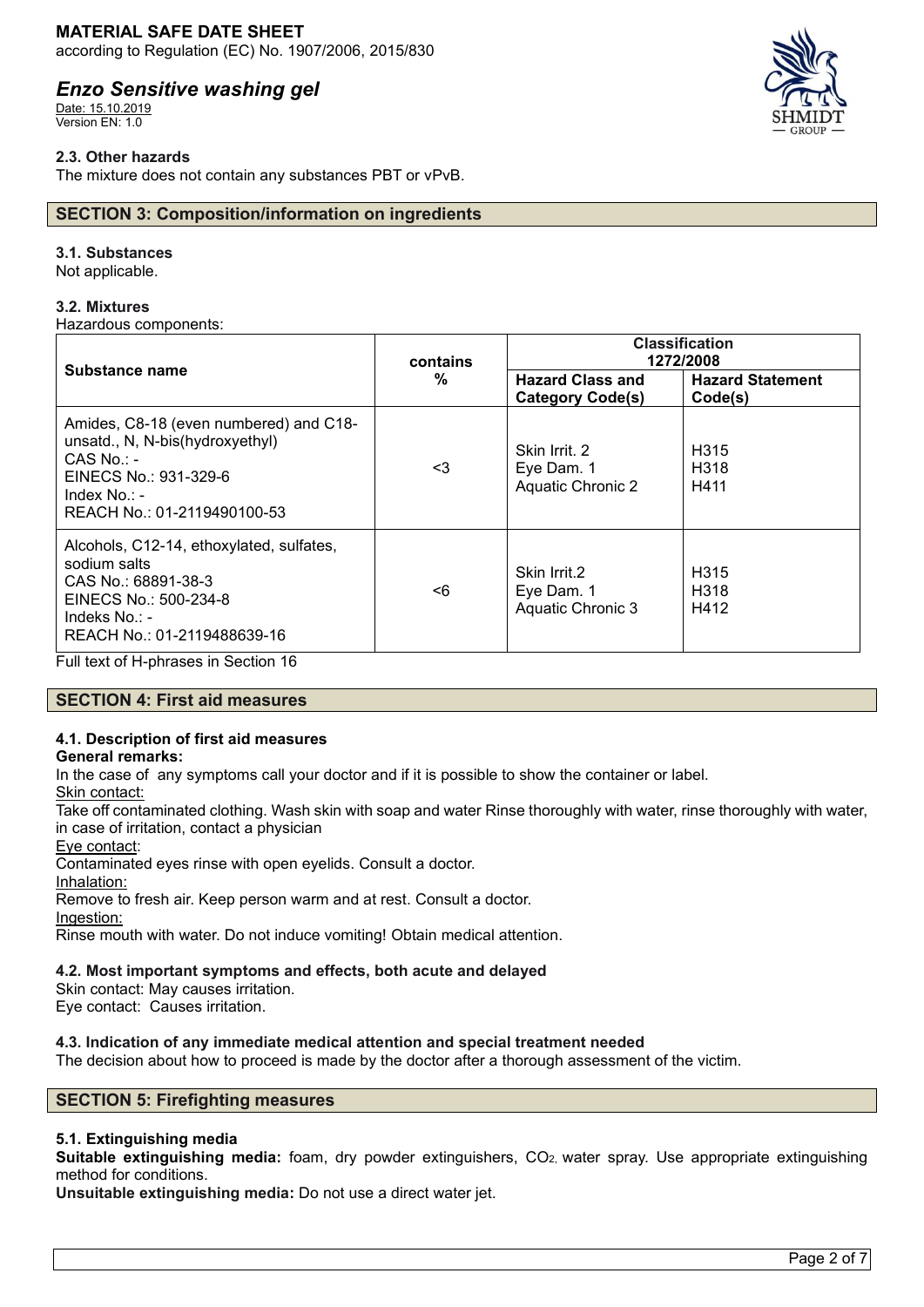## 2.3. Other hazards

The mixture does not contain any substances PBT or vPvB.

## SECTION 3: Composition/information on ingredients

### 3.1. Substances

Not applicable.

### 3.2. Mixtures

Hazardous components:

| Substance name | contains % | Classification 1272/2008 | |
|---|---|---|---|
| | | Hazard Class and Category Code(s) | Hazard Statement Code(s) |
| Amides, C8-18 (even numbered) and C18-unsatd., N, N-bis(hydroxyethyl)<br>CAS No.: -<br>EINECS No.: 931-329-6<br>Index No.: -<br>REACH No.: 01-2119490100-53 | <3 | Skin Irrit. 2<br>Eye Dam. 1<br>Aquatic Chronic 2 | H315<br>H318<br>H411 |
| Alcohols, C12-14, ethoxylated, sulfates, sodium salts<br>CAS No.: 68891-38-3<br>EINECS No.: 500-234-8<br>Indeks No.: -<br>REACH No.: 01-2119488639-16 | <6 | Skin Irrit.2<br>Eye Dam. 1<br>Aquatic Chronic 3 | H315<br>H318<br>H412 |

Full text of H-phrases in Section 16

## SECTION 4: First aid measures

### 4.1. Description of first aid measures

**General remarks:**

In the case of any symptoms call your doctor and if it is possible to show the container or label.

Skin contact:

Take off contaminated clothing. Wash skin with soap and water Rinse thoroughly with water, rinse thoroughly with water, in case of irritation, contact a physician

Eye contact:

Contaminated eyes rinse with open eyelids. Consult a doctor.

Inhalation:

Remove to fresh air. Keep person warm and at rest. Consult a doctor.

Ingestion:

Rinse mouth with water. Do not induce vomiting! Obtain medical attention.

### 4.2. Most important symptoms and effects, both acute and delayed

Skin contact: May causes irritation.
Eye contact: Causes irritation.

### 4.3. Indication of any immediate medical attention and special treatment needed

The decision about how to proceed is made by the doctor after a thorough assessment of the victim.

## SECTION 5: Firefighting measures

### 5.1. Extinguishing media

**Suitable extinguishing media:** foam, dry powder extinguishers, $CO_2$, water spray. Use appropriate extinguishing method for conditions.

**Unsuitable extinguishing media:** Do not use a direct water jet.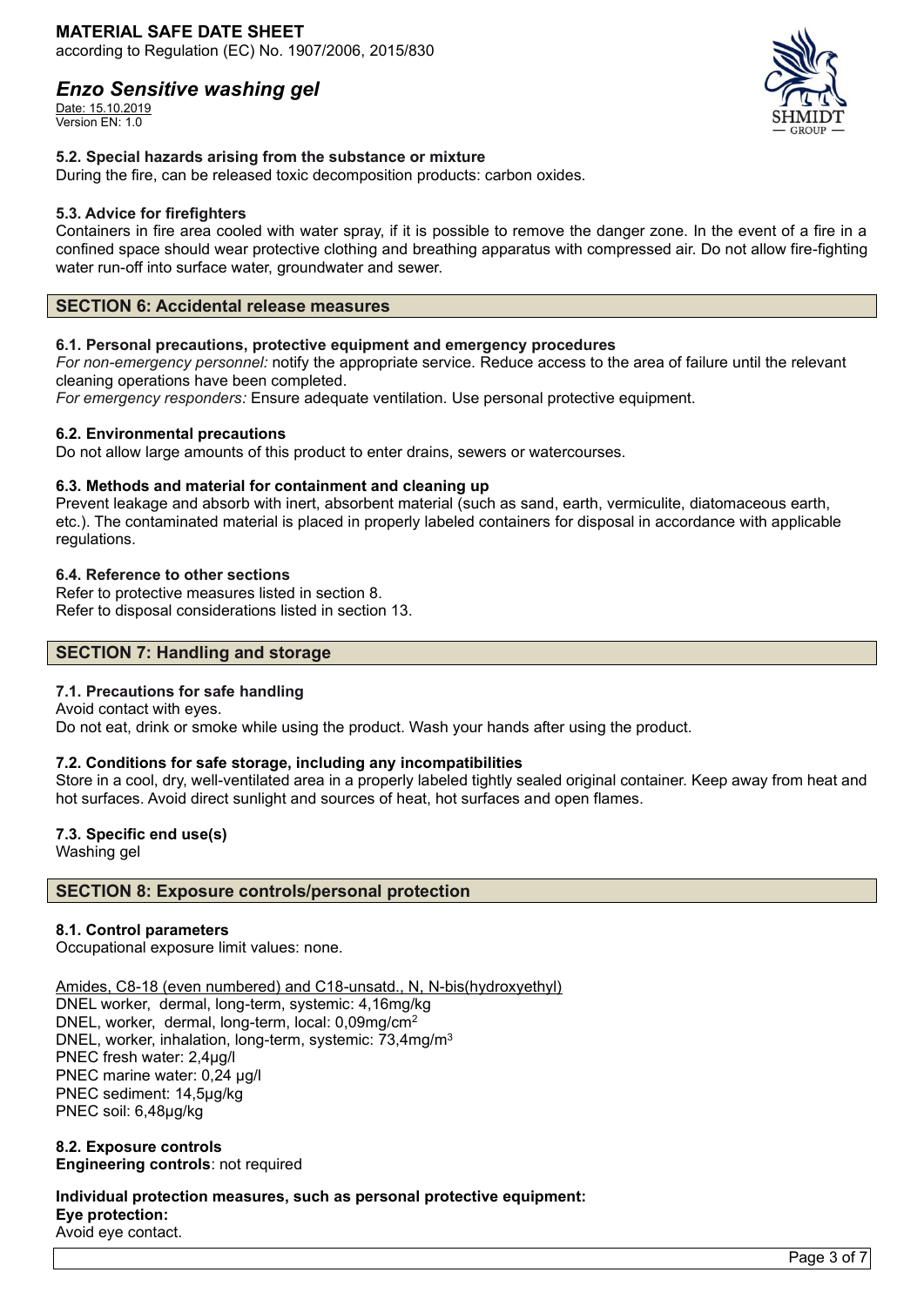### 5.2. Special hazards arising from the substance or mixture

During the fire, can be released toxic decomposition products: carbon oxides.

### 5.3. Advice for firefighters

Containers in fire area cooled with water spray, if it is possible to remove the danger zone. In the event of a fire in a confined space should wear protective clothing and breathing apparatus with compressed air. Do not allow fire-fighting water run-off into surface water, groundwater and sewer.

## SECTION 6: Accidental release measures

### 6.1. Personal precautions, protective equipment and emergency procedures

*For non-emergency personnel:* notify the appropriate service. Reduce access to the area of failure until the relevant cleaning operations have been completed.

*For emergency responders:* Ensure adequate ventilation. Use personal protective equipment.

### 6.2. Environmental precautions

Do not allow large amounts of this product to enter drains, sewers or watercourses.

### 6.3. Methods and material for containment and cleaning up

Prevent leakage and absorb with inert, absorbent material (such as sand, earth, vermiculite, diatomaceous earth, etc.). The contaminated material is placed in properly labeled containers for disposal in accordance with applicable regulations.

### 6.4. Reference to other sections

Refer to protective measures listed in section 8.
Refer to disposal considerations listed in section 13.

## SECTION 7: Handling and storage

### 7.1. Precautions for safe handling

Avoid contact with eyes.
Do not eat, drink or smoke while using the product. Wash your hands after using the product.

### 7.2. Conditions for safe storage, including any incompatibilities

Store in a cool, dry, well-ventilated area in a properly labeled tightly sealed original container. Keep away from heat and hot surfaces. Avoid direct sunlight and sources of heat, hot surfaces and open flames.

### 7.3. Specific end use(s)

Washing gel

## SECTION 8: Exposure controls/personal protection

### 8.1. Control parameters

Occupational exposure limit values: none.

<u>Amides, C8-18 (even numbered) and C18-unsatd., N, N-bis(hydroxyethyl)</u>
DNEL worker, dermal, long-term, systemic: 4,16mg/kg
DNEL, worker, dermal, long-term, local: 0,09mg/cm$^2$
DNEL, worker, inhalation, long-term, systemic: 73,4mg/m$^3$
PNEC fresh water: 2,4µg/l
PNEC marine water: 0,24 µg/l
PNEC sediment: 14,5µg/kg
PNEC soil: 6,48µg/kg

### 8.2. Exposure controls

**Engineering controls**: not required

**Individual protection measures, such as personal protective equipment:**
**Eye protection:**
Avoid eye contact.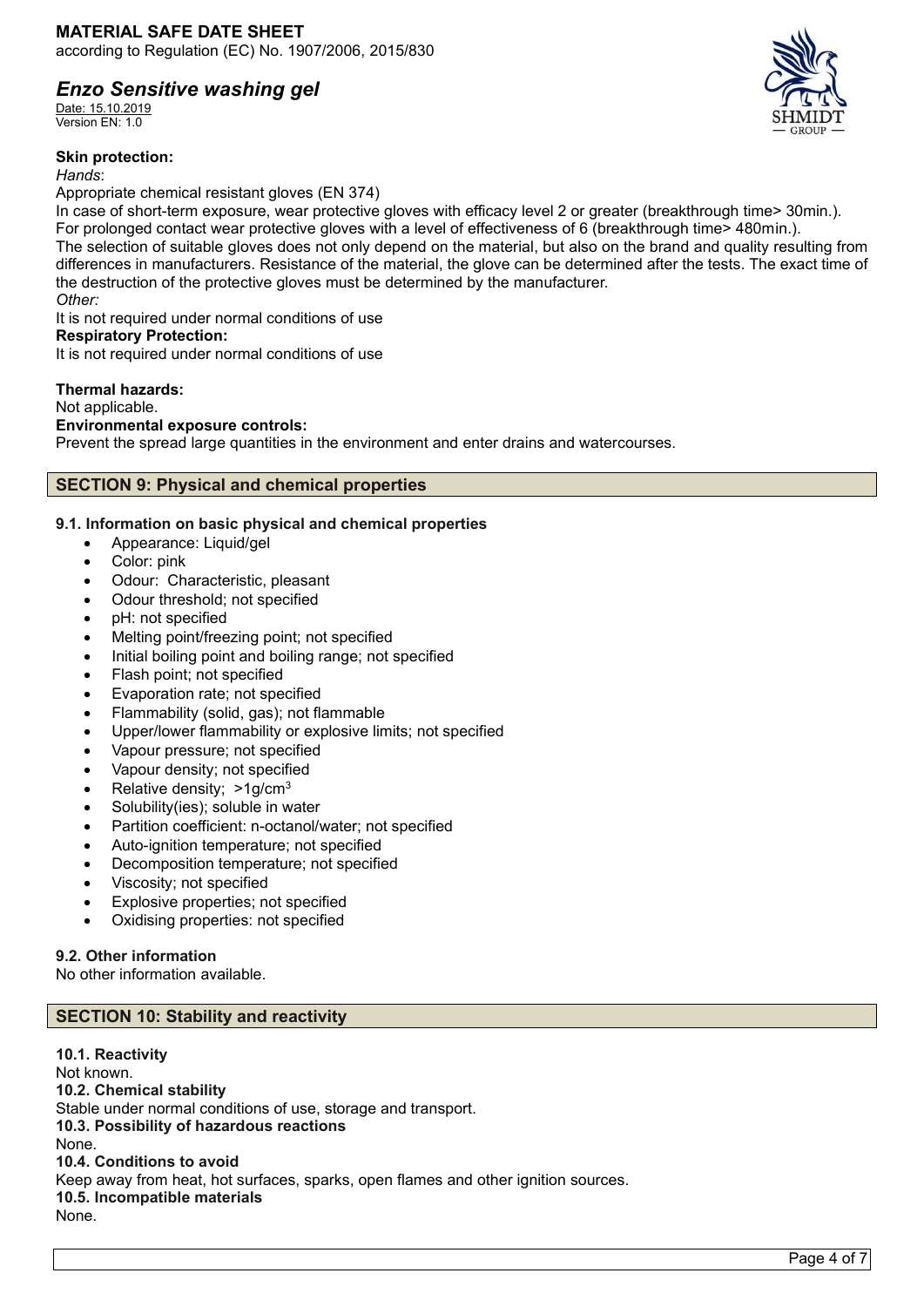**Skin protection:**

*Hands*:

Appropriate chemical resistant gloves (EN 374)

In case of short-term exposure, wear protective gloves with efficacy level 2 or greater (breakthrough time> 30min.).
For prolonged contact wear protective gloves with a level of effectiveness of 6 (breakthrough time> 480min.).
The selection of suitable gloves does not only depend on the material, but also on the brand and quality resulting from differences in manufacturers. Resistance of the material, the glove can be determined after the tests. The exact time of the destruction of the protective gloves must be determined by the manufacturer.

*Other:*

It is not required under normal conditions of use

**Respiratory Protection:**

It is not required under normal conditions of use

**Thermal hazards:**

Not applicable.

**Environmental exposure controls:**

Prevent the spread large quantities in the environment and enter drains and watercourses.

## SECTION 9: Physical and chemical properties

### 9.1. Information on basic physical and chemical properties

- Appearance: Liquid/gel
- Color: pink
- Odour: Characteristic, pleasant
- Odour threshold; not specified
- pH: not specified
- Melting point/freezing point; not specified
- Initial boiling point and boiling range; not specified
- Flash point; not specified
- Evaporation rate; not specified
- Flammability (solid, gas); not flammable
- Upper/lower flammability or explosive limits; not specified
- Vapour pressure; not specified
- Vapour density; not specified
- Relative density; >1g/cm$^3$
- Solubility(ies); soluble in water
- Partition coefficient: n-octanol/water; not specified
- Auto-ignition temperature; not specified
- Decomposition temperature; not specified
- Viscosity; not specified
- Explosive properties; not specified
- Oxidising properties: not specified

### 9.2. Other information

No other information available.

## SECTION 10: Stability and reactivity

**10.1. Reactivity**

Not known.

**10.2. Chemical stability**

Stable under normal conditions of use, storage and transport.

**10.3. Possibility of hazardous reactions**

None.

**10.4. Conditions to avoid**

Keep away from heat, hot surfaces, sparks, open flames and other ignition sources.

**10.5. Incompatible materials**

None.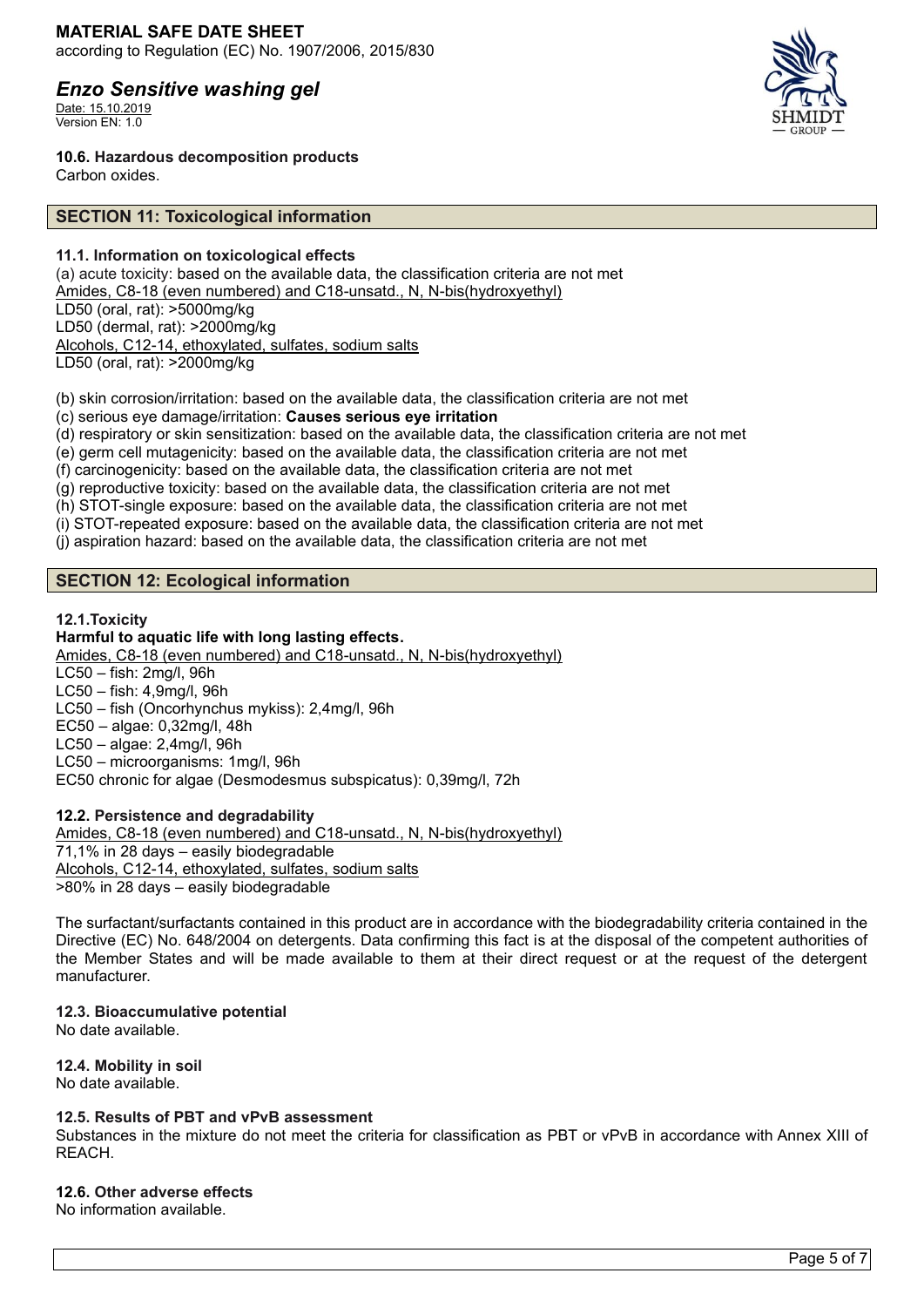### 10.6. Hazardous decomposition products

Carbon oxides.

## SECTION 11: Toxicological information

### 11.1. Information on toxicological effects

(a) acute toxicity: based on the available data, the classification criteria are not met

Amides, C8-18 (even numbered) and C18-unsatd., N, N-bis(hydroxyethyl)

LD50 (oral, rat): >5000mg/kg

LD50 (dermal, rat): >2000mg/kg

Alcohols, C12-14, ethoxylated, sulfates, sodium salts

LD50 (oral, rat): >2000mg/kg

(b) skin corrosion/irritation: based on the available data, the classification criteria are not met

(c) serious eye damage/irritation: **Causes serious eye irritation**

(d) respiratory or skin sensitization: based on the available data, the classification criteria are not met

(e) germ cell mutagenicity: based on the available data, the classification criteria are not met

(f) carcinogenicity: based on the available data, the classification criteria are not met

(g) reproductive toxicity: based on the available data, the classification criteria are not met

(h) STOT-single exposure: based on the available data, the classification criteria are not met

(i) STOT-repeated exposure: based on the available data, the classification criteria are not met

(j) aspiration hazard: based on the available data, the classification criteria are not met

## SECTION 12: Ecological information

### 12.1.Toxicity

**Harmful to aquatic life with long lasting effects.**

Amides, C8-18 (even numbered) and C18-unsatd., N, N-bis(hydroxyethyl)

LC50 – fish: 2mg/l, 96h

LC50 – fish: 4,9mg/l, 96h

LC50 – fish (Oncorhynchus mykiss): 2,4mg/l, 96h

EC50 – algae: 0,32mg/l, 48h

LC50 – algae: 2,4mg/l, 96h

LC50 – microorganisms: 1mg/l, 96h

EC50 chronic for algae (Desmodesmus subspicatus): 0,39mg/l, 72h

### 12.2. Persistence and degradability

Amides, C8-18 (even numbered) and C18-unsatd., N, N-bis(hydroxyethyl)

71,1% in 28 days – easily biodegradable

Alcohols, C12-14, ethoxylated, sulfates, sodium salts

>80% in 28 days – easily biodegradable

The surfactant/surfactants contained in this product are in accordance with the biodegradability criteria contained in the Directive (EC) No. 648/2004 on detergents. Data confirming this fact is at the disposal of the competent authorities of the Member States and will be made available to them at their direct request or at the request of the detergent manufacturer.

### 12.3. Bioaccumulative potential

No date available.

### 12.4. Mobility in soil

No date available.

### 12.5. Results of PBT and vPvB assessment

Substances in the mixture do not meet the criteria for classification as PBT or vPvB in accordance with Annex XIII of REACH.

### 12.6. Other adverse effects

No information available.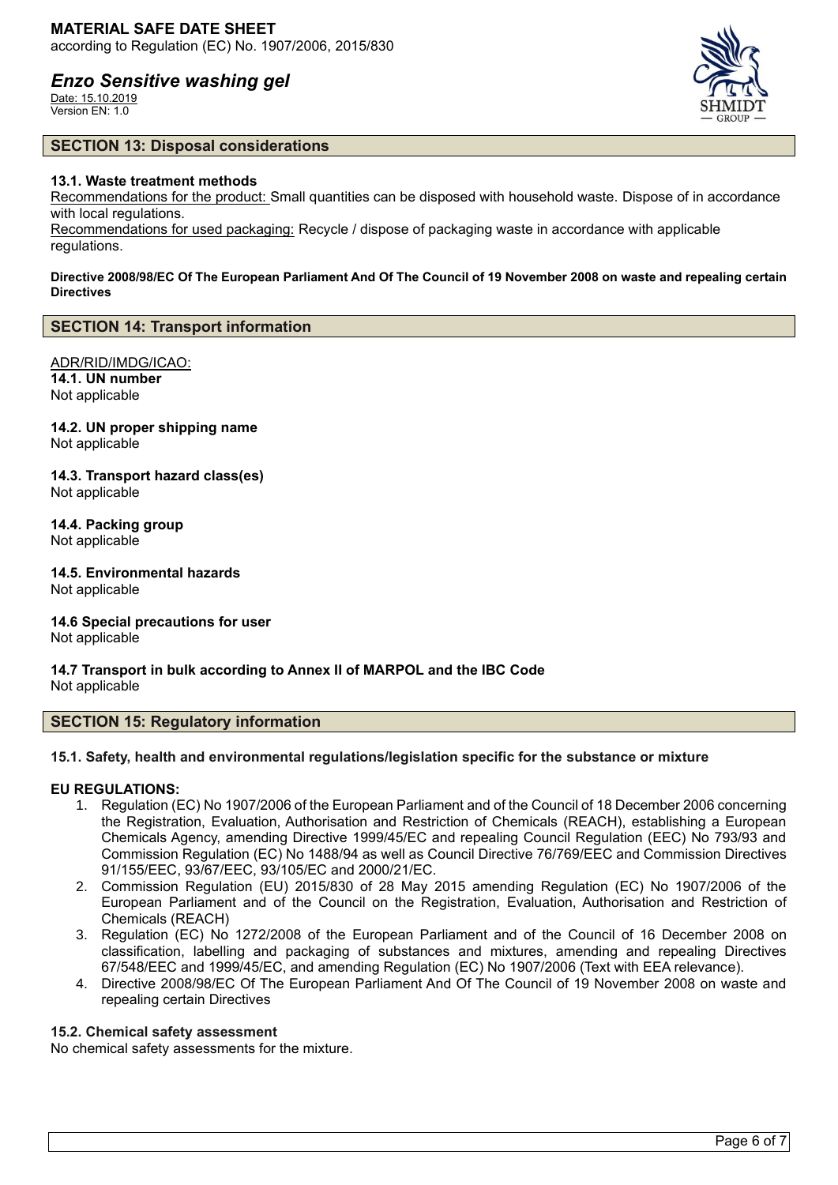## SECTION 13: Disposal considerations

### 13.1. Waste treatment methods

Recommendations for the product: Small quantities can be disposed with household waste. Dispose of in accordance with local regulations.

Recommendations for used packaging: Recycle / dispose of packaging waste in accordance with applicable regulations.

**Directive 2008/98/EC Of The European Parliament And Of The Council of 19 November 2008 on waste and repealing certain Directives**

## SECTION 14: Transport information

ADR/RID/IMDG/ICAO:

**14.1. UN number**
Not applicable

**14.2. UN proper shipping name**
Not applicable

**14.3. Transport hazard class(es)**
Not applicable

**14.4. Packing group**
Not applicable

**14.5. Environmental hazards**
Not applicable

**14.6 Special precautions for user**
Not applicable

**14.7 Transport in bulk according to Annex II of MARPOL and the IBC Code**
Not applicable

## SECTION 15: Regulatory information

### 15.1. Safety, health and environmental regulations/legislation specific for the substance or mixture

**EU REGULATIONS:**

1. Regulation (EC) No 1907/2006 of the European Parliament and of the Council of 18 December 2006 concerning the Registration, Evaluation, Authorisation and Restriction of Chemicals (REACH), establishing a European Chemicals Agency, amending Directive 1999/45/EC and repealing Council Regulation (EEC) No 793/93 and Commission Regulation (EC) No 1488/94 as well as Council Directive 76/769/EEC and Commission Directives 91/155/EEC, 93/67/EEC, 93/105/EC and 2000/21/EC.
2. Commission Regulation (EU) 2015/830 of 28 May 2015 amending Regulation (EC) No 1907/2006 of the European Parliament and of the Council on the Registration, Evaluation, Authorisation and Restriction of Chemicals (REACH)
3. Regulation (EC) No 1272/2008 of the European Parliament and of the Council of 16 December 2008 on classification, labelling and packaging of substances and mixtures, amending and repealing Directives 67/548/EEC and 1999/45/EC, and amending Regulation (EC) No 1907/2006 (Text with EEA relevance).
4. Directive 2008/98/EC Of The European Parliament And Of The Council of 19 November 2008 on waste and repealing certain Directives

### 15.2. Chemical safety assessment

No chemical safety assessments for the mixture.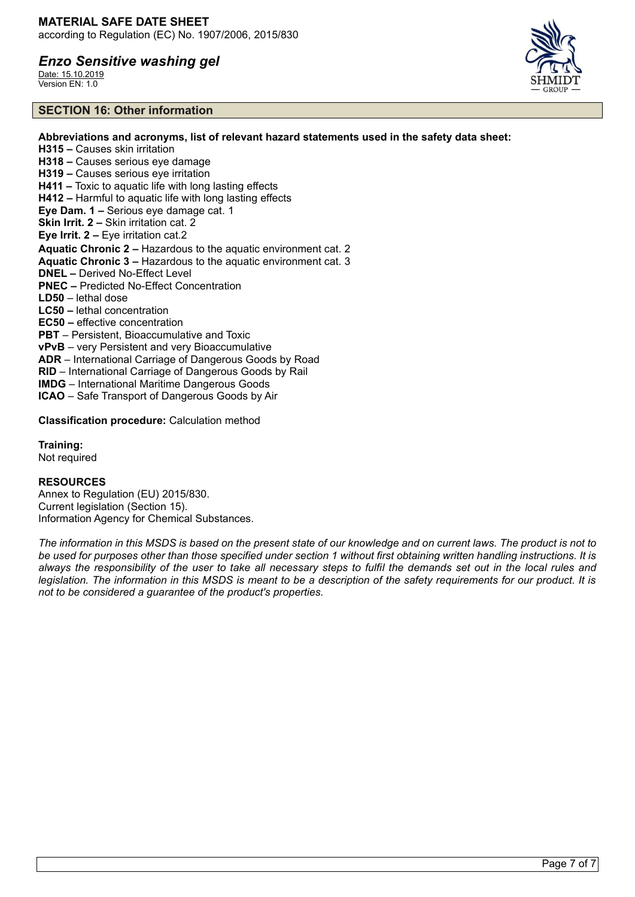## SECTION 16: Other information

**Abbreviations and acronyms, list of relevant hazard statements used in the safety data sheet:**

**H315 –** Causes skin irritation
**H318 –** Causes serious eye damage
**H319 –** Causes serious eye irritation
**H411 –** Toxic to aquatic life with long lasting effects
**H412 –** Harmful to aquatic life with long lasting effects
**Eye Dam. 1 –** Serious eye damage cat. 1
**Skin Irrit. 2 –** Skin irritation cat. 2
**Eye Irrit. 2 –** Eye irritation cat.2
**Aquatic Chronic 2 –** Hazardous to the aquatic environment cat. 2
**Aquatic Chronic 3 –** Hazardous to the aquatic environment cat. 3
**DNEL –** Derived No-Effect Level
**PNEC –** Predicted No-Effect Concentration
**LD50** – lethal dose
**LC50 –** lethal concentration
**EC50 –** effective concentration
**PBT** – Persistent, Bioaccumulative and Toxic
**vPvB** – very Persistent and very Bioaccumulative
**ADR** – International Carriage of Dangerous Goods by Road
**RID** – International Carriage of Dangerous Goods by Rail
**IMDG** – International Maritime Dangerous Goods
**ICAO** – Safe Transport of Dangerous Goods by Air

**Classification procedure:** Calculation method

**Training:**
Not required

**RESOURCES**
Annex to Regulation (EU) 2015/830.
Current legislation (Section 15).
Information Agency for Chemical Substances.

*The information in this MSDS is based on the present state of our knowledge and on current laws. The product is not to be used for purposes other than those specified under section 1 without first obtaining written handling instructions. It is always the responsibility of the user to take all necessary steps to fulfil the demands set out in the local rules and legislation. The information in this MSDS is meant to be a description of the safety requirements for our product. It is not to be considered a guarantee of the product's properties.*